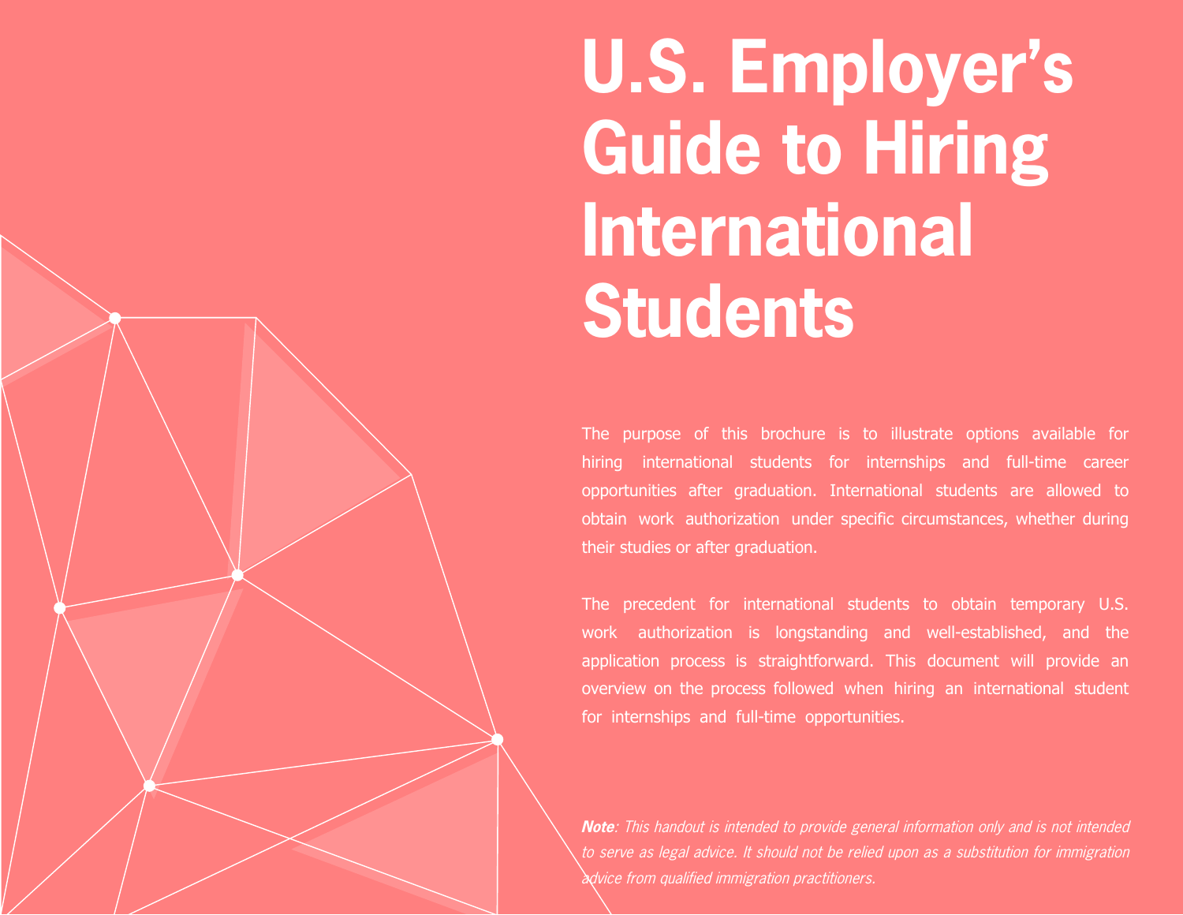# U.S. Employer's Guide to Hiring International Students

The purpose of this brochure is to illustrate options available for hiring international students for internships and full-time career opportunities after graduation. International students are allowed to obtain work authorization under specific circumstances, whether during their studies or after graduation.

The precedent for international students to obtain temporary U.S. work authorization is longstanding and well-established, and the application process is straightforward. This document will provide an overview on the process followed when hiring an international student for internships and full-time opportunities.

***Note****: This handout is intended to provide general information only and is not intended to serve as legal advice. It should not be relied upon as a substitution for immigration advice from qualified immigration practitioners.*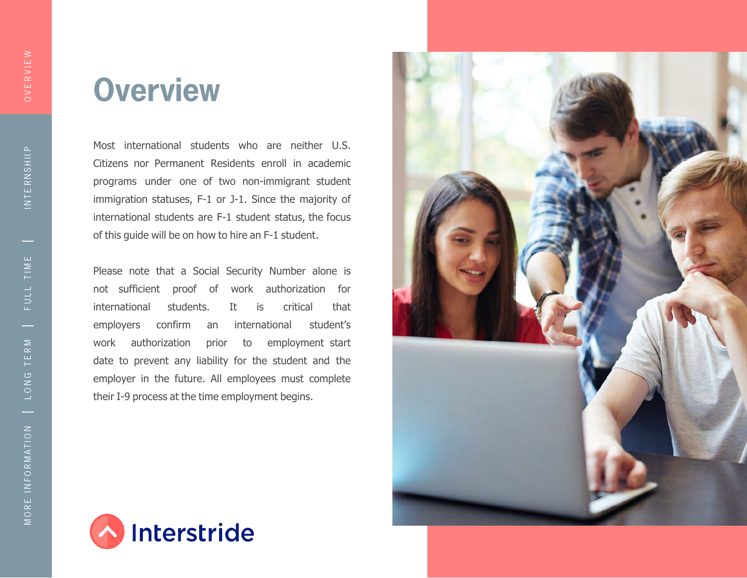# Overview

Most international students who are neither U.S. Citizens nor Permanent Residents enroll in academic programs under one of two non-immigrant student immigration statuses, F-1 or J-1. Since the majority of international students are F-1 student status, the focus of this guide will be on how to hire an F-1 student.

Please note that a Social Security Number alone is not sufficient proof of work authorization for international students. It is critical that employers confirm an international student's work authorization prior to employment start date to prevent any liability for the student and the employer in the future. All employees must complete their I-9 process at the time employment begins.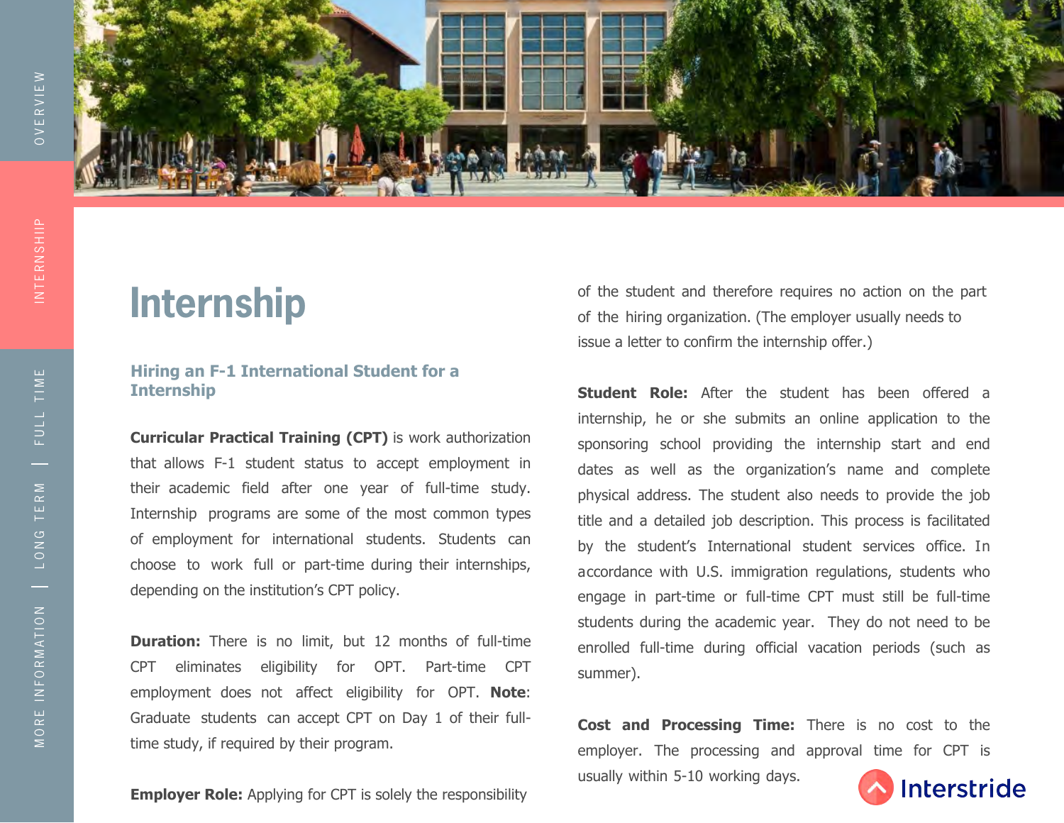# Internship

### Hiring an F-1 International Student for a Internship

**Curricular Practical Training (CPT)** is work authorization that allows F-1 student status to accept employment in their academic field after one year of full-time study. Internship programs are some of the most common types of employment for international students. Students can choose to work full or part-time during their internships, depending on the institution's CPT policy.

**Duration:** There is no limit, but 12 months of full-time CPT eliminates eligibility for OPT. Part-time CPT employment does not affect eligibility for OPT. **Note**: Graduate students can accept CPT on Day 1 of their full-time study, if required by their program.

**Employer Role:** Applying for CPT is solely the responsibility of the student and therefore requires no action on the part of the hiring organization. (The employer usually needs to issue a letter to confirm the internship offer.)

**Student Role:** After the student has been offered a internship, he or she submits an online application to the sponsoring school providing the internship start and end dates as well as the organization's name and complete physical address. The student also needs to provide the job title and a detailed job description. This process is facilitated by the student's International student services office. In accordance with U.S. immigration regulations, students who engage in part-time or full-time CPT must still be full-time students during the academic year. They do not need to be enrolled full-time during official vacation periods (such as summer).

**Cost and Processing Time:** There is no cost to the employer. The processing and approval time for CPT is usually within 5-10 working days.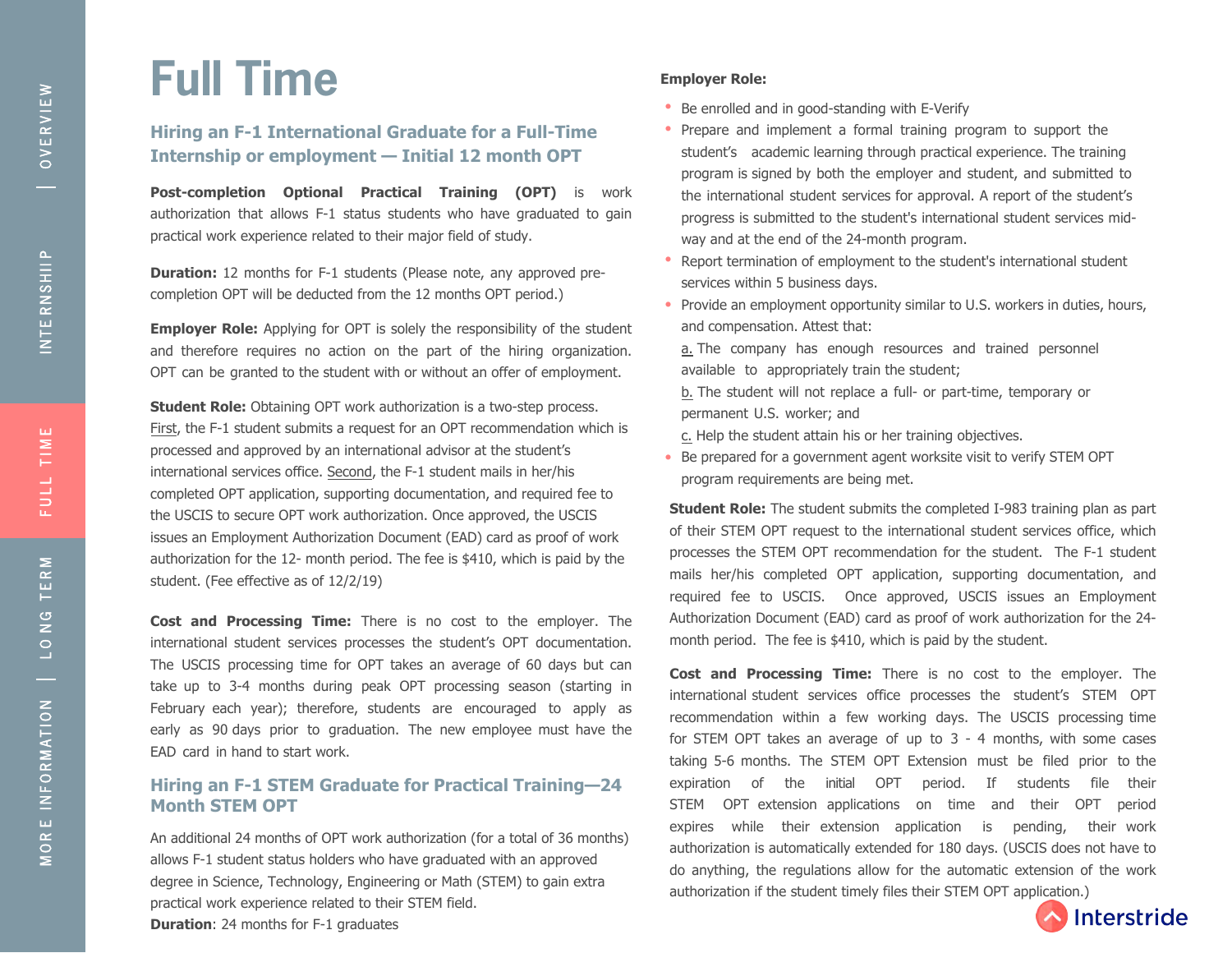# Full Time

## Hiring an F-1 International Graduate for a Full-Time Internship or employment — Initial 12 month OPT

**Post-completion Optional Practical Training (OPT)** is work authorization that allows F-1 status students who have graduated to gain practical work experience related to their major field of study.

**Duration:** 12 months for F-1 students (Please note, any approved pre-completion OPT will be deducted from the 12 months OPT period.)

**Employer Role:** Applying for OPT is solely the responsibility of the student and therefore requires no action on the part of the hiring organization. OPT can be granted to the student with or without an offer of employment.

**Student Role:** Obtaining OPT work authorization is a two-step process. First, the F-1 student submits a request for an OPT recommendation which is processed and approved by an international advisor at the student's international services office. Second, the F-1 student mails in her/his completed OPT application, supporting documentation, and required fee to the USCIS to secure OPT work authorization. Once approved, the USCIS issues an Employment Authorization Document (EAD) card as proof of work authorization for the 12- month period. The fee is $410, which is paid by the student. (Fee effective as of 12/2/19)

**Cost and Processing Time:** There is no cost to the employer. The international student services processes the student's OPT documentation. The USCIS processing time for OPT takes an average of 60 days but can take up to 3-4 months during peak OPT processing season (starting in February each year); therefore, students are encouraged to apply as early as 90 days prior to graduation. The new employee must have the EAD card in hand to start work.

## Hiring an F-1 STEM Graduate for Practical Training—24 Month STEM OPT

An additional 24 months of OPT work authorization (for a total of 36 months) allows F-1 student status holders who have graduated with an approved degree in Science, Technology, Engineering or Math (STEM) to gain extra practical work experience related to their STEM field.

**Duration**: 24 months for F-1 graduates

**Employer Role:**

- Be enrolled and in good-standing with E-Verify
- Prepare and implement a formal training program to support the student's academic learning through practical experience. The training program is signed by both the employer and student, and submitted to the international student services for approval. A report of the student's progress is submitted to the student's international student services mid-way and at the end of the 24-month program.
- Report termination of employment to the student's international student services within 5 business days.
- Provide an employment opportunity similar to U.S. workers in duties, hours, and compensation. Attest that:
  a. The company has enough resources and trained personnel available to appropriately train the student;
  b. The student will not replace a full- or part-time, temporary or permanent U.S. worker; and
  c. Help the student attain his or her training objectives.
- Be prepared for a government agent worksite visit to verify STEM OPT program requirements are being met.

**Student Role:** The student submits the completed I-983 training plan as part of their STEM OPT request to the international student services office, which processes the STEM OPT recommendation for the student. The F-1 student mails her/his completed OPT application, supporting documentation, and required fee to USCIS. Once approved, USCIS issues an Employment Authorization Document (EAD) card as proof of work authorization for the 24-month period. The fee is $410, which is paid by the student.

**Cost and Processing Time:** There is no cost to the employer. The international student services office processes the student's STEM OPT recommendation within a few working days. The USCIS processing time for STEM OPT takes an average of up to 3 - 4 months, with some cases taking 5-6 months. The STEM OPT Extension must be filed prior to the expiration of the initial OPT period. If students file their STEM OPT extension applications on time and their OPT period expires while their extension application is pending, their work authorization is automatically extended for 180 days. (USCIS does not have to do anything, the regulations allow for the automatic extension of the work authorization if the student timely files their STEM OPT application.)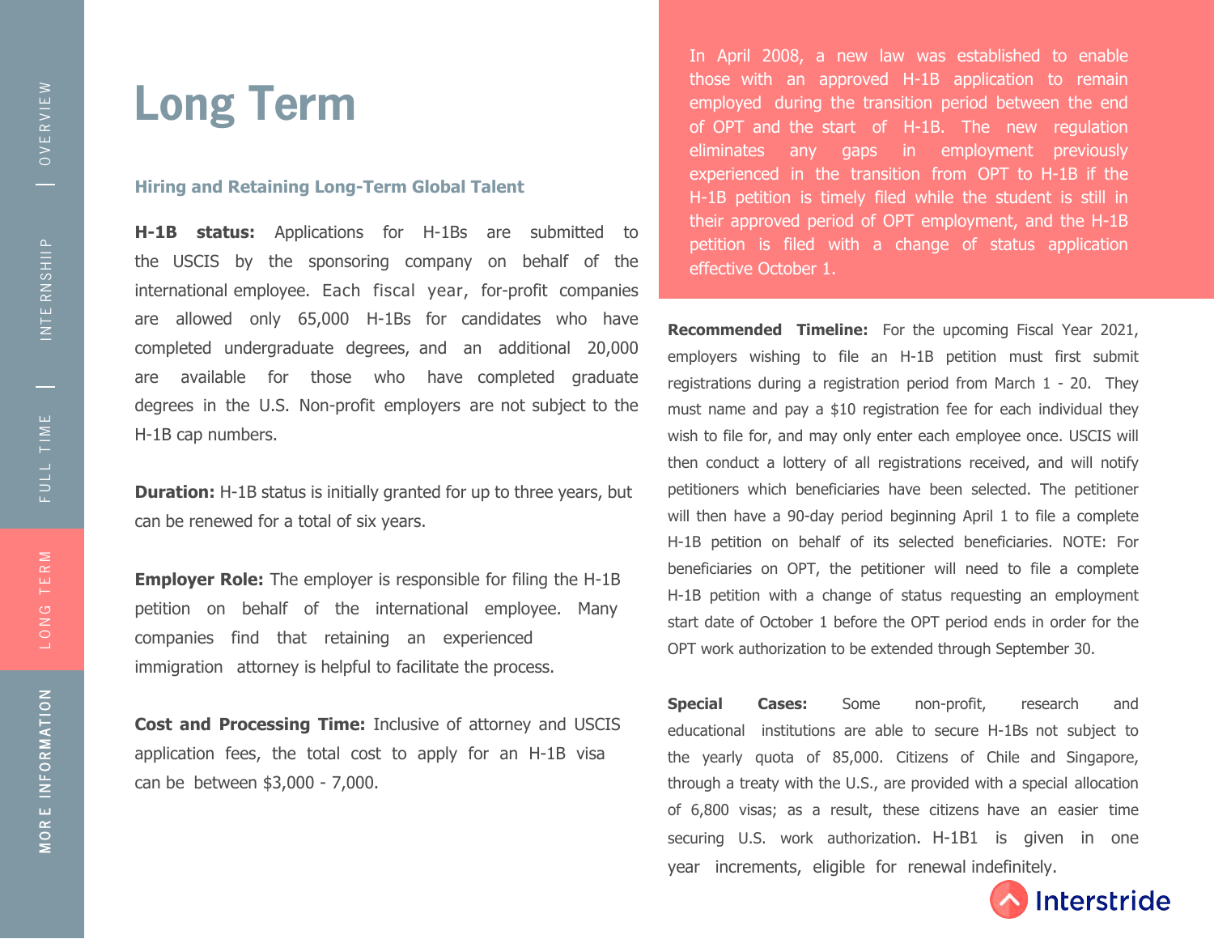# Long Term

### Hiring and Retaining Long-Term Global Talent

**H-1B status:** Applications for H-1Bs are submitted to the USCIS by the sponsoring company on behalf of the international employee. Each fiscal year, for-profit companies are allowed only 65,000 H-1Bs for candidates who have completed undergraduate degrees, and an additional 20,000 are available for those who have completed graduate degrees in the U.S. Non-profit employers are not subject to the H-1B cap numbers.

**Duration:** H-1B status is initially granted for up to three years, but can be renewed for a total of six years.

**Employer Role:** The employer is responsible for filing the H-1B petition on behalf of the international employee. Many companies find that retaining an experienced immigration attorney is helpful to facilitate the process.

**Cost and Processing Time:** Inclusive of attorney and USCIS application fees, the total cost to apply for an H-1B visa can be between $3,000 - 7,000.

In April 2008, a new law was established to enable those with an approved H-1B application to remain employed during the transition period between the end of OPT and the start of H-1B. The new regulation eliminates any gaps in employment previously experienced in the transition from OPT to H-1B if the H-1B petition is timely filed while the student is still in their approved period of OPT employment, and the H-1B petition is filed with a change of status application effective October 1.

**Recommended Timeline:** For the upcoming Fiscal Year 2021, employers wishing to file an H-1B petition must first submit registrations during a registration period from March 1 - 20. They must name and pay a $10 registration fee for each individual they wish to file for, and may only enter each employee once. USCIS will then conduct a lottery of all registrations received, and will notify petitioners which beneficiaries have been selected. The petitioner will then have a 90-day period beginning April 1 to file a complete H-1B petition on behalf of its selected beneficiaries. NOTE: For beneficiaries on OPT, the petitioner will need to file a complete H-1B petition with a change of status requesting an employment start date of October 1 before the OPT period ends in order for the OPT work authorization to be extended through September 30.

**Special Cases:** Some non-profit, research and educational institutions are able to secure H-1Bs not subject to the yearly quota of 85,000. Citizens of Chile and Singapore, through a treaty with the U.S., are provided with a special allocation of 6,800 visas; as a result, these citizens have an easier time securing U.S. work authorization. H-1B1 is given in one year increments, eligible for renewal indefinitely.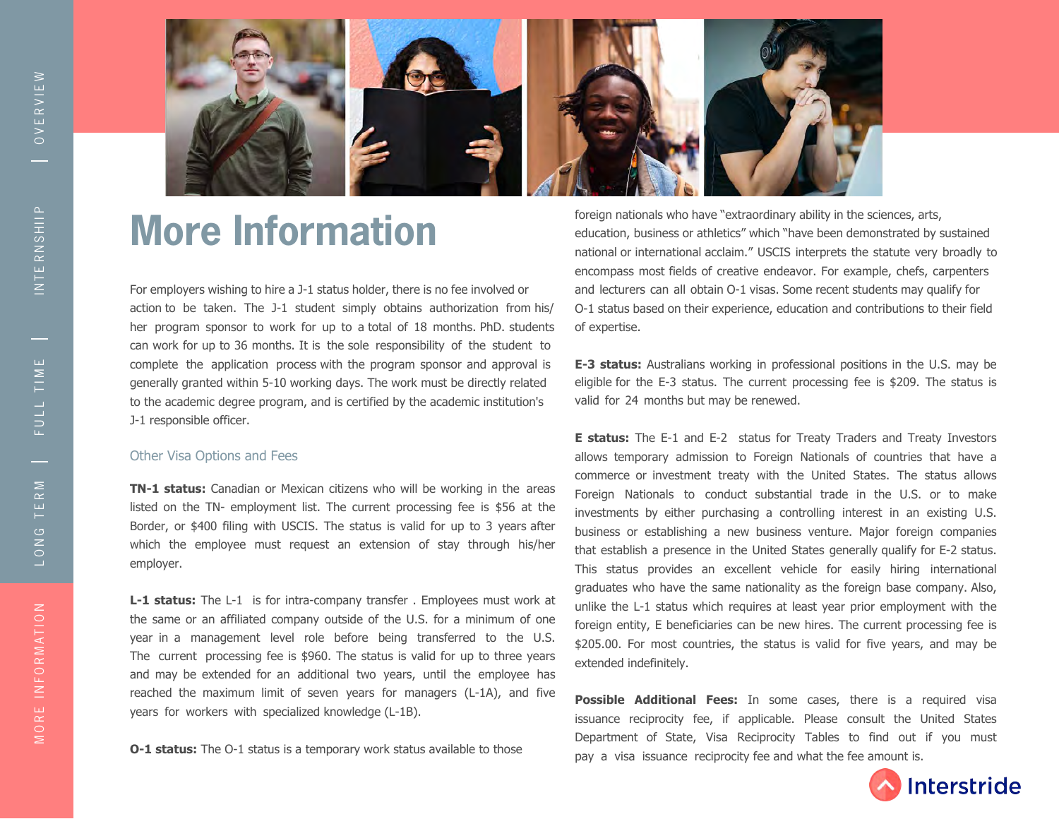# More Information

For employers wishing to hire a J-1 status holder, there is no fee involved or action to be taken. The J-1 student simply obtains authorization from his/her program sponsor to work for up to a total of 18 months. PhD. students can work for up to 36 months. It is the sole responsibility of the student to complete the application process with the program sponsor and approval is generally granted within 5-10 working days. The work must be directly related to the academic degree program, and is certified by the academic institution's J-1 responsible officer.

## Other Visa Options and Fees

**TN-1 status:** Canadian or Mexican citizens who will be working in the areas listed on the TN- employment list. The current processing fee is $56 at the Border, or $400 filing with USCIS. The status is valid for up to 3 years after which the employee must request an extension of stay through his/her employer.

**L-1 status:** The L-1 is for intra-company transfer . Employees must work at the same or an affiliated company outside of the U.S. for a minimum of one year in a management level role before being transferred to the U.S. The current processing fee is $960. The status is valid for up to three years and may be extended for an additional two years, until the employee has reached the maximum limit of seven years for managers (L-1A), and five years for workers with specialized knowledge (L-1B).

**O-1 status:** The O-1 status is a temporary work status available to those foreign nationals who have "extraordinary ability in the sciences, arts, education, business or athletics" which "have been demonstrated by sustained national or international acclaim." USCIS interprets the statute very broadly to encompass most fields of creative endeavor. For example, chefs, carpenters and lecturers can all obtain O-1 visas. Some recent students may qualify for O-1 status based on their experience, education and contributions to their field of expertise.

**E-3 status:** Australians working in professional positions in the U.S. may be eligible for the E-3 status. The current processing fee is $209. The status is valid for 24 months but may be renewed.

**E status:** The E-1 and E-2 status for Treaty Traders and Treaty Investors allows temporary admission to Foreign Nationals of countries that have a commerce or investment treaty with the United States. The status allows Foreign Nationals to conduct substantial trade in the U.S. or to make investments by either purchasing a controlling interest in an existing U.S. business or establishing a new business venture. Major foreign companies that establish a presence in the United States generally qualify for E-2 status. This status provides an excellent vehicle for easily hiring international graduates who have the same nationality as the foreign base company. Also, unlike the L-1 status which requires at least year prior employment with the foreign entity, E beneficiaries can be new hires. The current processing fee is $205.00. For most countries, the status is valid for five years, and may be extended indefinitely.

**Possible Additional Fees:** In some cases, there is a required visa issuance reciprocity fee, if applicable. Please consult the United States Department of State, Visa Reciprocity Tables to find out if you must pay a visa issuance reciprocity fee and what the fee amount is.